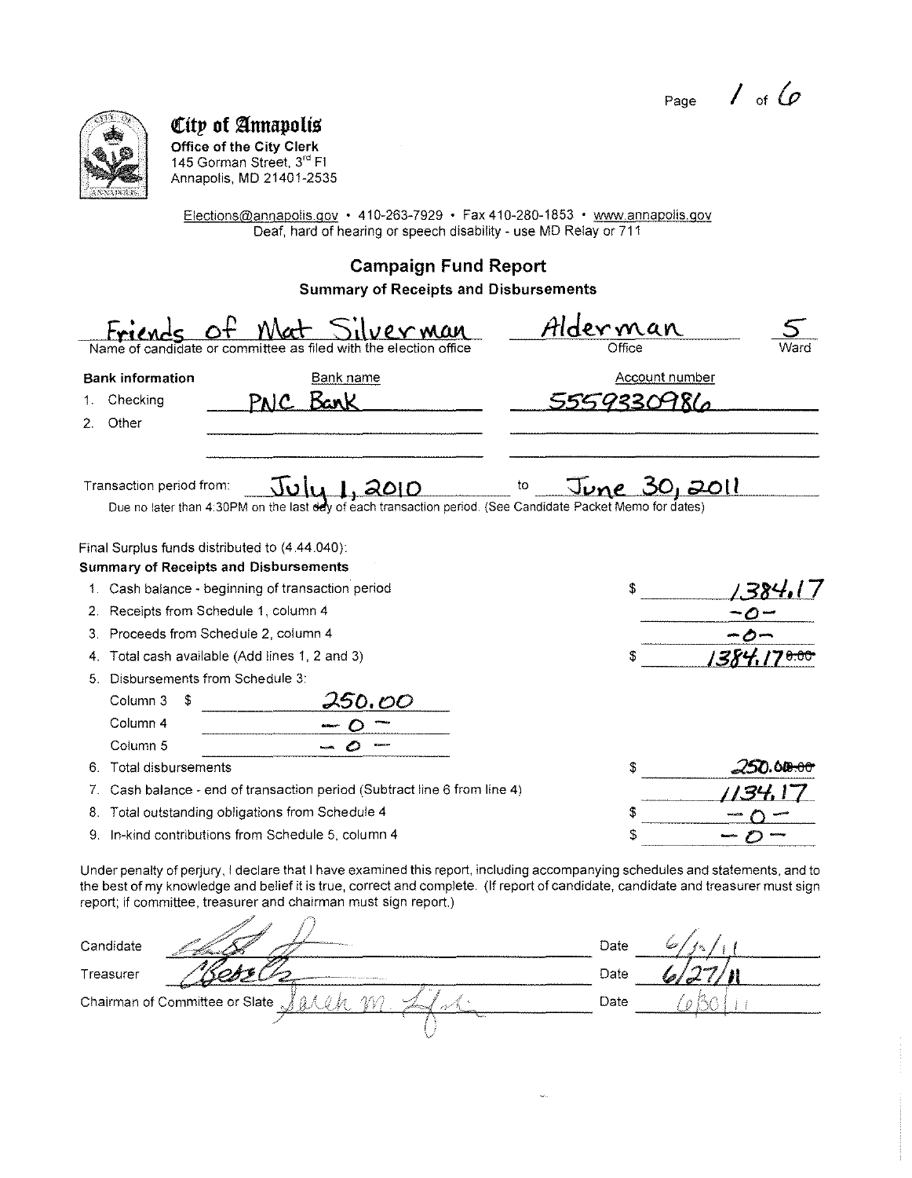**City of Annapolis**
**Office of the City Clerk**
145 Gorman Street, 3rd Fl
Annapolis, MD 21401-2535

Elections@annapolis.gov • 410-263-7929 • Fax 410-280-1853 • www.annapolis.gov
Deaf, hard of hearing or speech disability - use MD Relay or 711

## Campaign Fund Report

### Summary of Receipts and Disbursements

| Name of candidate or committee as filed with the election office | Office | Ward |
|---|---|---|
| Friends of Mat Silverman | Alderman | 5 |

**Bank information**

| | Bank name | Account number |
|---|---|---|
| 1. Checking | PNC Bank | 5559330986 |
| 2. Other | | |

Transaction period from: July 1, 2010 to June 30, 2011

Due no later than 4:30PM on the last day of each transaction period. (See Candidate Packet Memo for dates)

Final Surplus funds distributed to (4.44.040):

**Summary of Receipts and Disbursements**

| | | |
|---|---|---|
| 1. Cash balance - beginning of transaction period | | $ 1384.17 |
| 2. Receipts from Schedule 1, column 4 | | -0- |
| 3. Proceeds from Schedule 2, column 4 | | -0- |
| 4. Total cash available (Add lines 1, 2 and 3) | | $ 1384.17 ~~0.00~~ |
| 5. Disbursements from Schedule 3: | | |
| Column 3 | $ 250.00 | |
| Column 4 | -0- | |
| Column 5 | -0- | |
| 6. Total disbursements | | $ 250.00 ~~0.00~~ |
| 7. Cash balance - end of transaction period (Subtract line 6 from line 4) | | 1134.17 |
| 8. Total outstanding obligations from Schedule 4 | | $ -0- |
| 9. In-kind contributions from Schedule 5, column 4 | | $ -0- |

Under penalty of perjury, I declare that I have examined this report, including accompanying schedules and statements, and to the best of my knowledge and belief it is true, correct and complete. (If report of candidate, candidate and treasurer must sign report; if committee, treasurer and chairman must sign report.)

| | | | |
|---|---|---|---|
| Candidate | [signature] | Date | 6/30/11 |
| Treasurer | [signature] | Date | 6/27/11 |
| Chairman of Committee or Slate | Sarah M. [signature] | Date | 6/30/11 |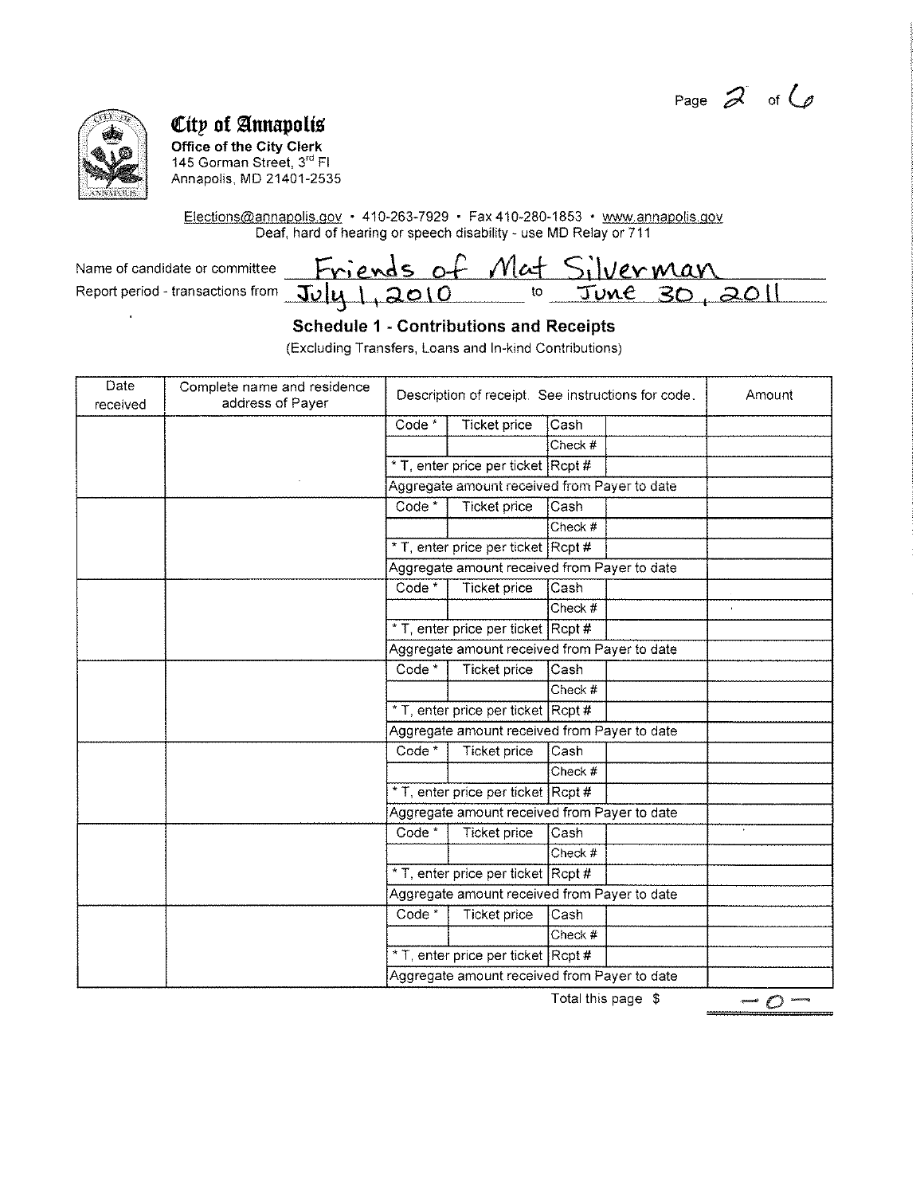## City of Annapolis

**Office of the City Clerk**
145 Gorman Street, 3rd Fl
Annapolis, MD 21401-2535

Elections@annapolis.gov • 410-263-7929 • Fax 410-280-1853 • www.annapolis.gov
Deaf, hard of hearing or speech disability - use MD Relay or 711

Name of candidate or committee: Friends of Mat Silverman

Report period - transactions from: July 1, 2010 to June 30, 2011

### Schedule 1 - Contributions and Receipts

(Excluding Transfers, Loans and In-kind Contributions)

| Date received | Complete name and residence address of Payer | Description of receipt. See instructions for code. | | | | Amount |
|---|---|---|---|---|---|---|
| | | Code * | Ticket price | Cash | | |
| | | | | Check # | | |
| | | * T, enter price per ticket | | Rcpt # | | |
| | | Aggregate amount received from Payer to date | | | | |
| | | Code * | Ticket price | Cash | | |
| | | | | Check # | | |
| | | * T, enter price per ticket | | Rcpt # | | |
| | | Aggregate amount received from Payer to date | | | | |
| | | Code * | Ticket price | Cash | | |
| | | | | Check # | | |
| | | * T, enter price per ticket | | Rcpt # | | |
| | | Aggregate amount received from Payer to date | | | | |
| | | Code * | Ticket price | Cash | | |
| | | | | Check # | | |
| | | * T, enter price per ticket | | Rcpt # | | |
| | | Aggregate amount received from Payer to date | | | | |
| | | Code * | Ticket price | Cash | | |
| | | | | Check # | | |
| | | * T, enter price per ticket | | Rcpt # | | |
| | | Aggregate amount received from Payer to date | | | | |
| | | Code * | Ticket price | Cash | | |
| | | | | Check # | | |
| | | * T, enter price per ticket | | Rcpt # | | |
| | | Aggregate amount received from Payer to date | | | | |
| | | Code * | Ticket price | Cash | | |
| | | | | Check # | | |
| | | * T, enter price per ticket | | Rcpt # | | |
| | | Aggregate amount received from Payer to date | | | | |

Total this page $ -0-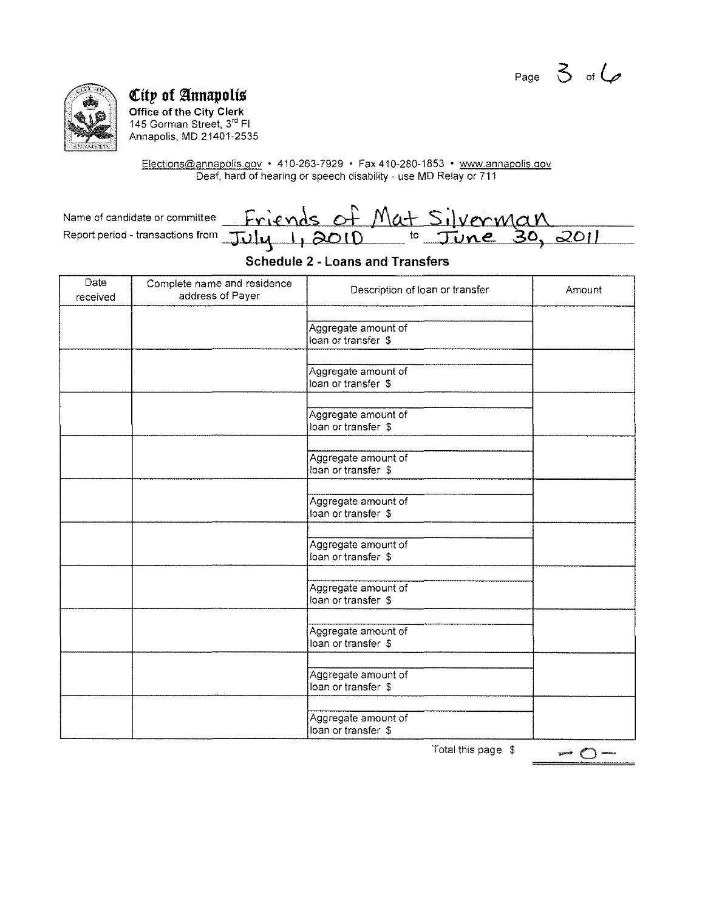**City of Annapolis**
**Office of the City Clerk**
145 Gorman Street, 3rd Fl
Annapolis, MD 21401-2535

Elections@annapolis.gov • 410-263-7929 • Fax 410-280-1853 • www.annapolis.gov
Deaf, hard of hearing or speech disability - use MD Relay or 711

Name of candidate or committee: Friends of Mat Silverman

Report period - transactions from: July 1, 2010 to June 30, 2011

## Schedule 2 - Loans and Transfers

| Date received | Complete name and residence address of Payer | Description of loan or transfer | Amount |
|---|---|---|---|
| | | Aggregate amount of loan or transfer $ | |
| | | Aggregate amount of loan or transfer $ | |
| | | Aggregate amount of loan or transfer $ | |
| | | Aggregate amount of loan or transfer $ | |
| | | Aggregate amount of loan or transfer $ | |
| | | Aggregate amount of loan or transfer $ | |
| | | Aggregate amount of loan or transfer $ | |
| | | Aggregate amount of loan or transfer $ | |
| | | Aggregate amount of loan or transfer $ | |
| | | Aggregate amount of loan or transfer $ | |

Total this page $ -0-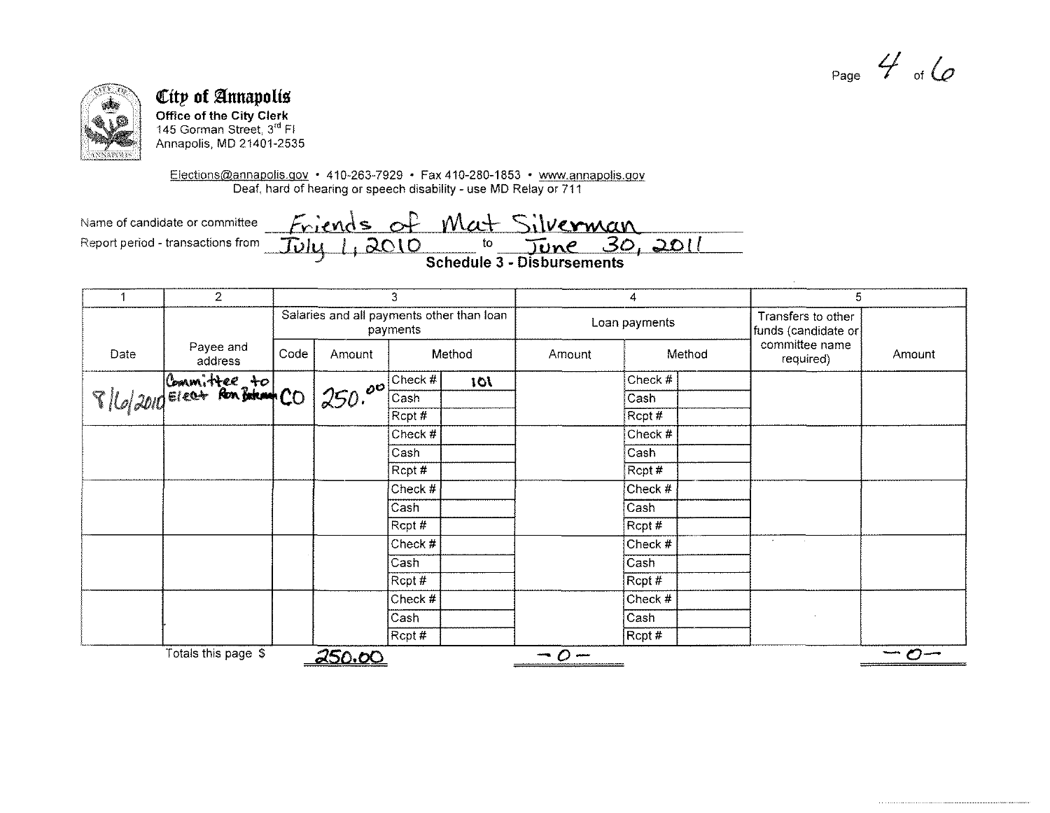**City of Annapolis**
**Office of the City Clerk**
145 Gorman Street, 3rd Fl
Annapolis, MD 21401-2535

Elections@annapolis.gov • 410-263-7929 • Fax 410-280-1853 • www.annapolis.gov
Deaf, hard of hearing or speech disability - use MD Relay or 711

Name of candidate or committee: Friends of Mat Silverman

Report period - transactions from: July 1, 2010 to June 30, 2011

## Schedule 3 - Disbursements

| 1 | 2 | 3 | | | | 4 | | | 5 | |
|---|---|---|---|---|---|---|---|---|---|---|
| | | Salaries and all payments other than loan payments | | | | Loan payments | | | Transfers to other funds (candidate or committee name required) | Amount |
| Date | Payee and address | Code | Amount | Method | | Amount | Method | | | |
| 8/6/2010 | Committee to Elect Ron Bateman | CO | 250.00 | Check # | 101 | | Check # | | | |
| | | | | Cash | | | Cash | | | |
| | | | | Rcpt # | | | Rcpt # | | | |
| | | | | Check # | | | Check # | | | |
| | | | | Cash | | | Cash | | | |
| | | | | Rcpt # | | | Rcpt # | | | |
| | | | | Check # | | | Check # | | | |
| | | | | Cash | | | Cash | | | |
| | | | | Rcpt # | | | Rcpt # | | | |
| | | | | Check # | | | Check # | | | |
| | | | | Cash | | | Cash | | | |
| | | | | Rcpt # | | | Rcpt # | | | |
| | | | | Check # | | | Check # | | | |
| | | | | Cash | | | Cash | | | |
| | | | | Rcpt # | | | Rcpt # | | | |
| | Totals this page $ | | 250.00 | | | -0- | | | | -0- |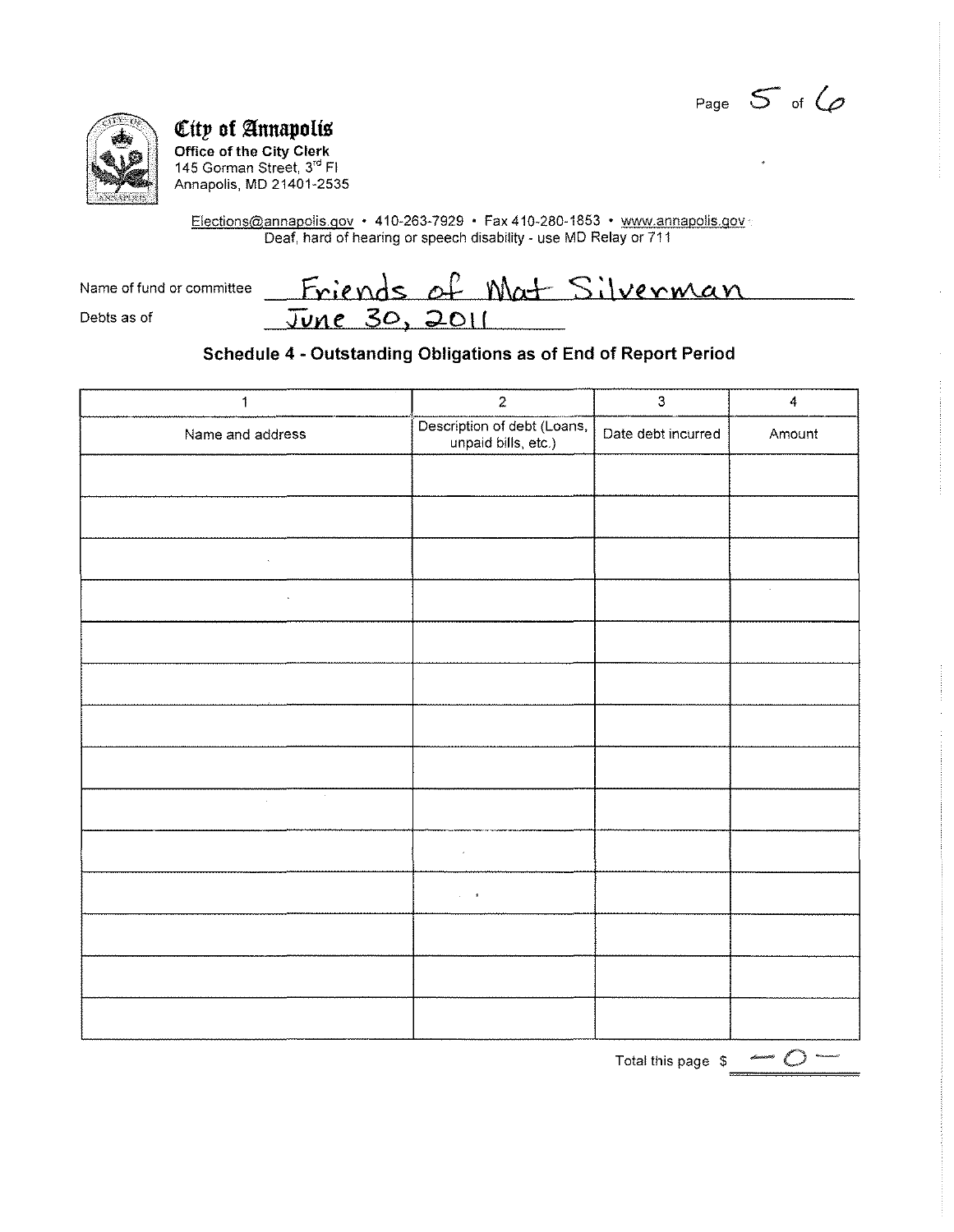**City of Annapolis**
**Office of the City Clerk**
145 Gorman Street, 3rd Fl
Annapolis, MD 21401-2535

Elections@annapolis.gov • 410-263-7929 • Fax 410-280-1853 • www.annapolis.gov
Deaf, hard of hearing or speech disability - use MD Relay or 711

Name of fund or committee: Friends of Mat Silverman

Debts as of: June 30, 2011

## Schedule 4 - Outstanding Obligations as of End of Report Period

| 1 | 2 | 3 | 4 |
|---|---|---|---|
| Name and address | Description of debt (Loans, unpaid bills, etc.) | Date debt incurred | Amount |
| | | | |
| | | | |
| | | | |
| | | | |
| | | | |
| | | | |
| | | | |
| | | | |
| | | | |
| | | | |
| | | | |
| | | | |
| | | | |
| | | | |

Total this page $ — 0 —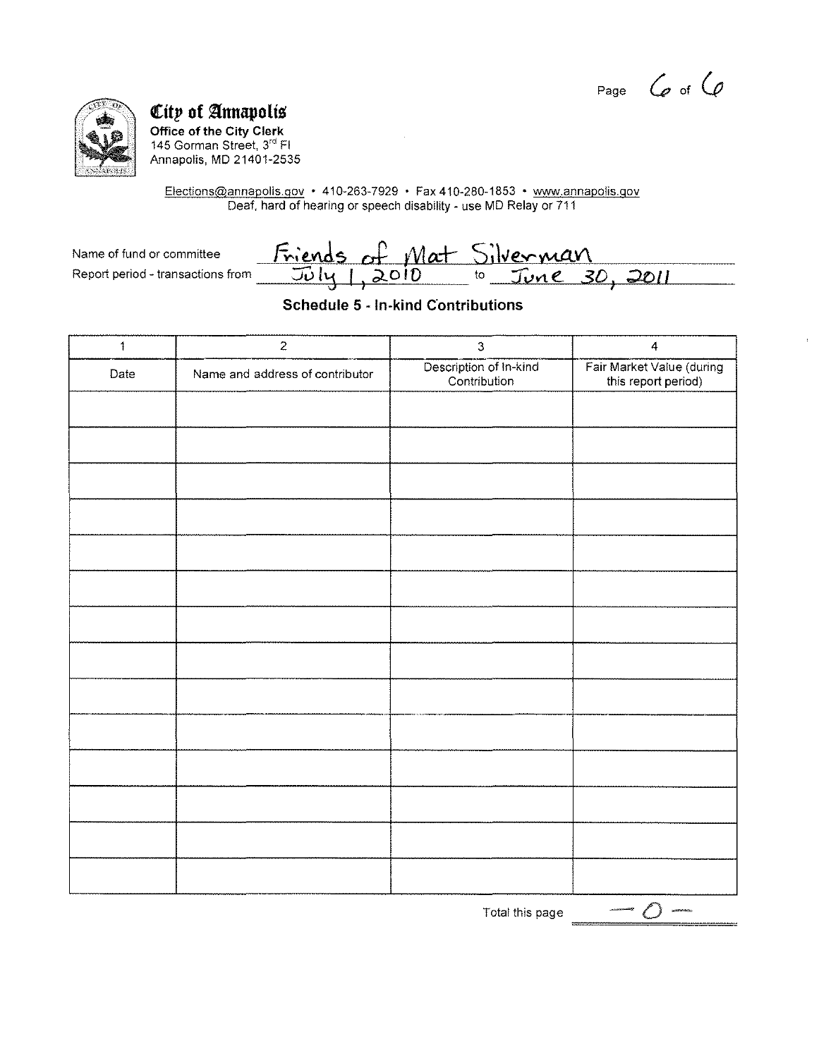**City of Annapolis**
**Office of the City Clerk**
145 Gorman Street, 3rd Fl
Annapolis, MD 21401-2535

Elections@annapolis.gov • 410-263-7929 • Fax 410-280-1853 • www.annapolis.gov
Deaf, hard of hearing or speech disability - use MD Relay or 711

Name of fund or committee: Friends of Mat Silverman

Report period - transactions from: July 1, 2010 to June 30, 2011

## Schedule 5 - In-kind Contributions

| 1 | 2 | 3 | 4 |
|---|---|---|---|
| Date | Name and address of contributor | Description of In-kind Contribution | Fair Market Value (during this report period) |
| | | | |
| | | | |
| | | | |
| | | | |
| | | | |
| | | | |
| | | | |
| | | | |
| | | | |
| | | | |
| | | | |
| | | | |
| | | | |
| | | | |

Total this page: — 0 —